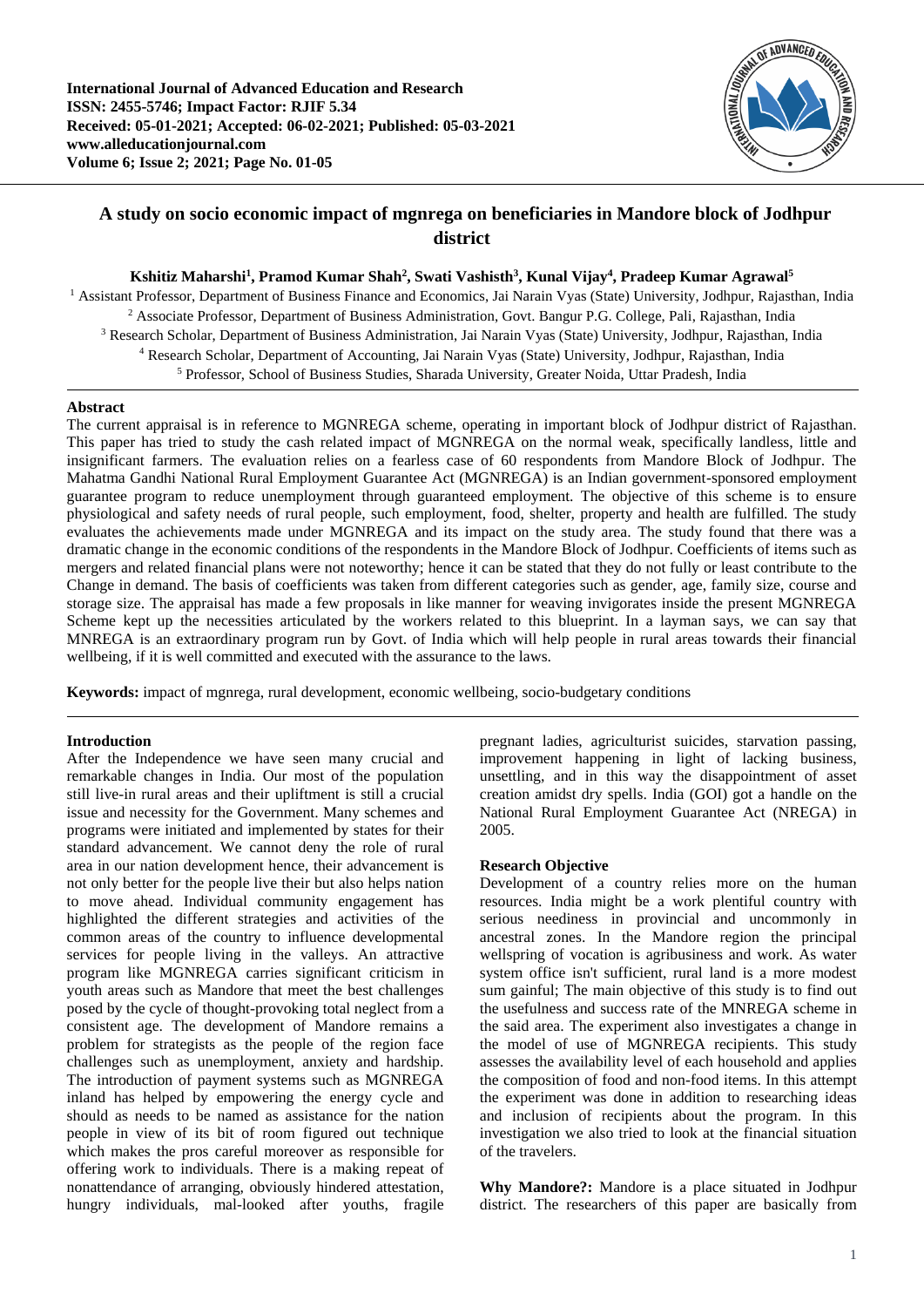# A study on socio economic impact of mgnrega on beneficiaries in Mandore block of Jodhpur district

**Kshitiz Maharshi[1], Pramod Kumar Shah[2], Swati Vashisth[3], Kunal Vijay[4], Pradeep Kumar Agrawal[5]**

[1] Assistant Professor, Department of Business Finance and Economics, Jai Narain Vyas (State) University, Jodhpur, Rajasthan, India
[2] Associate Professor, Department of Business Administration, Govt. Bangur P.G. College, Pali, Rajasthan, India
[3] Research Scholar, Department of Business Administration, Jai Narain Vyas (State) University, Jodhpur, Rajasthan, India
[4] Research Scholar, Department of Accounting, Jai Narain Vyas (State) University, Jodhpur, Rajasthan, India
[5] Professor, School of Business Studies, Sharada University, Greater Noida, Uttar Pradesh, India

## Abstract

The current appraisal is in reference to MGNREGA scheme, operating in important block of Jodhpur district of Rajasthan. This paper has tried to study the cash related impact of MGNREGA on the normal weak, specifically landless, little and insignificant farmers. The evaluation relies on a fearless case of 60 respondents from Mandore Block of Jodhpur. The Mahatma Gandhi National Rural Employment Guarantee Act (MGNREGA) is an Indian government-sponsored employment guarantee program to reduce unemployment through guaranteed employment. The objective of this scheme is to ensure physiological and safety needs of rural people, such employment, food, shelter, property and health are fulfilled. The study evaluates the achievements made under MGNREGA and its impact on the study area. The study found that there was a dramatic change in the economic conditions of the respondents in the Mandore Block of Jodhpur. Coefficients of items such as mergers and related financial plans were not noteworthy; hence it can be stated that they do not fully or least contribute to the Change in demand. The basis of coefficients was taken from different categories such as gender, age, family size, course and storage size. The appraisal has made a few proposals in like manner for weaving invigorates inside the present MGNREGA Scheme kept up the necessities articulated by the workers related to this blueprint. In a layman says, we can say that MNREGA is an extraordinary program run by Govt. of India which will help people in rural areas towards their financial wellbeing, if it is well committed and executed with the assurance to the laws.

**Keywords:** impact of mgnrega, rural development, economic wellbeing, socio-budgetary conditions

## Introduction

After the Independence we have seen many crucial and remarkable changes in India. Our most of the population still live-in rural areas and their upliftment is still a crucial issue and necessity for the Government. Many schemes and programs were initiated and implemented by states for their standard advancement. We cannot deny the role of rural area in our nation development hence, their advancement is not only better for the people live their but also helps nation to move ahead. Individual community engagement has highlighted the different strategies and activities of the common areas of the country to influence developmental services for people living in the valleys. An attractive program like MGNREGA carries significant criticism in youth areas such as Mandore that meet the best challenges posed by the cycle of thought-provoking total neglect from a consistent age. The development of Mandore remains a problem for strategists as the people of the region face challenges such as unemployment, anxiety and hardship. The introduction of payment systems such as MGNREGA inland has helped by empowering the energy cycle and should as needs to be named as assistance for the nation people in view of its bit of room figured out technique which makes the pros careful moreover as responsible for offering work to individuals. There is a making repeat of nonattendance of arranging, obviously hindered attestation, hungry individuals, mal-looked after youths, fragile pregnant ladies, agriculturist suicides, starvation passing, improvement happening in light of lacking business, unsettling, and in this way the disappointment of asset creation amidst dry spells. India (GOI) got a handle on the National Rural Employment Guarantee Act (NREGA) in 2005.

## Research Objective

Development of a country relies more on the human resources. India might be a work plentiful country with serious neediness in provincial and uncommonly in ancestral zones. In the Mandore region the principal wellspring of vocation is agribusiness and work. As water system office isn't sufficient, rural land is a more modest sum gainful; The main objective of this study is to find out the usefulness and success rate of the MNREGA scheme in the said area. The experiment also investigates a change in the model of use of MGNREGA recipients. This study assesses the availability level of each household and applies the composition of food and non-food items. In this attempt the experiment was done in addition to researching ideas and inclusion of recipients about the program. In this investigation we also tried to look at the financial situation of the travelers.

**Why Mandore?:** Mandore is a place situated in Jodhpur district. The researchers of this paper are basically from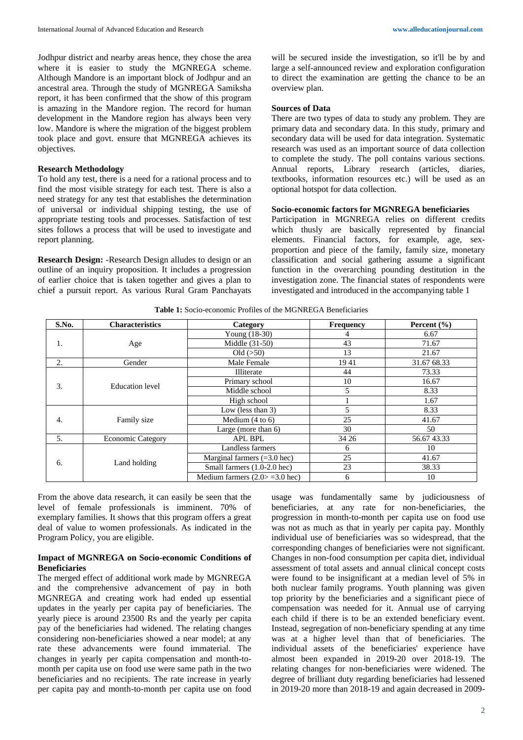Jodhpur district and nearby areas hence, they chose the area where it is easier to study the MGNREGA scheme. Although Mandore is an important block of Jodhpur and an ancestral area. Through the study of MGNREGA Samiksha report, it has been confirmed that the show of this program is amazing in the Mandore region. The record for human development in the Mandore region has always been very low. Mandore is where the migration of the biggest problem took place and govt. ensure that MGNREGA achieves its objectives.

### Research Methodology

To hold any test, there is a need for a rational process and to find the most visible strategy for each test. There is also a need strategy for any test that establishes the determination of universal or individual shipping testing, the use of appropriate testing tools and processes. Satisfaction of test sites follows a process that will be used to investigate and report planning.

**Research Design:** -Research Design alludes to design or an outline of an inquiry proposition. It includes a progression of earlier choice that is taken together and gives a plan to chief a pursuit report. As various Rural Gram Panchayats will be secured inside the investigation, so it'll be by and large a self-announced review and exploration configuration to direct the examination are getting the chance to be an overview plan.

### Sources of Data

There are two types of data to study any problem. They are primary data and secondary data. In this study, primary and secondary data will be used for data integration. Systematic research was used as an important source of data collection to complete the study. The poll contains various sections. Annual reports, Library research (articles, diaries, textbooks, information resources etc.) will be used as an optional hotspot for data collection.

### Socio-economic factors for MGNREGA beneficiaries

Participation in MGNREGA relies on different credits which thusly are basically represented by financial elements. Financial factors, for example, age, sex-proportion and piece of the family, family size, monetary classification and social gathering assume a significant function in the overarching pounding destitution in the investigation zone. The financial states of respondents were investigated and introduced in the accompanying table 1

**Table 1:** Socio-economic Profiles of the MGNREGA Beneficiaries

| S.No. | Characteristics | Category | Frequency | Percent (%) |
|---|---|---|---|---|
| 1. | Age | Young (18-30) | 4 | 6.67 |
| | | Middle (31-50) | 43 | 71.67 |
| | | Old (>50) | 13 | 21.67 |
| 2. | Gender | Male Female | 19 41 | 31.67 68.33 |
| 3. | Education level | Illiterate | 44 | 73.33 |
| | | Primary school | 10 | 16.67 |
| | | Middle school | 5 | 8.33 |
| | | High school | 1 | 1.67 |
| 4. | Family size | Low (less than 3) | 5 | 8.33 |
| | | Medium (4 to 6) | 25 | 41.67 |
| | | Large (more than 6) | 30 | 50 |
| 5. | Economic Category | APL BPL | 34 26 | 56.67 43.33 |
| 6. | Land holding | Landless farmers | 6 | 10 |
| | | Marginal farmers (=3.0 hec) | 25 | 41.67 |
| | | Small farmers (1.0-2.0 hec) | 23 | 38.33 |
| | | Medium farmers (2.0> =3.0 hec) | 6 | 10 |

From the above data research, it can easily be seen that the level of female professionals is imminent. 70% of exemplary families. It shows that this program offers a great deal of value to women professionals. As indicated in the Program Policy, you are eligible.

### Impact of MGNREGA on Socio-economic Conditions of Beneficiaries

The merged effect of additional work made by MGNREGA and the comprehensive advancement of pay in both MGNREGA and creating work had ended up essential updates in the yearly per capita pay of beneficiaries. The yearly piece is around 23500 Rs and the yearly per capita pay of the beneficiaries had widened. The relating changes considering non-beneficiaries showed a near model; at any rate these advancements were found immaterial. The changes in yearly per capita compensation and month-to-month per capita use on food use were same path in the two beneficiaries and no recipients. The rate increase in yearly per capita pay and month-to-month per capita use on food usage was fundamentally same by judiciousness of beneficiaries, at any rate for non-beneficiaries, the progression in month-to-month per capita use on food use was not as much as that in yearly per capita pay. Monthly individual use of beneficiaries was so widespread, that the corresponding changes of beneficiaries were not significant. Changes in non-food consumption per capita diet, individual assessment of total assets and annual clinical concept costs were found to be insignificant at a median level of 5% in both nuclear family programs. Youth planning was given top priority by the beneficiaries and a significant piece of compensation was needed for it. Annual use of carrying each child if there is to be an extended beneficiary event. Instead, segregation of non-beneficiary spending at any time was at a higher level than that of beneficiaries. The individual assets of the beneficiaries' experience have almost been expanded in 2019-20 over 2018-19. The relating changes for non-beneficiaries were widened. The degree of brilliant duty regarding beneficiaries had lessened in 2019-20 more than 2018-19 and again decreased in 2009-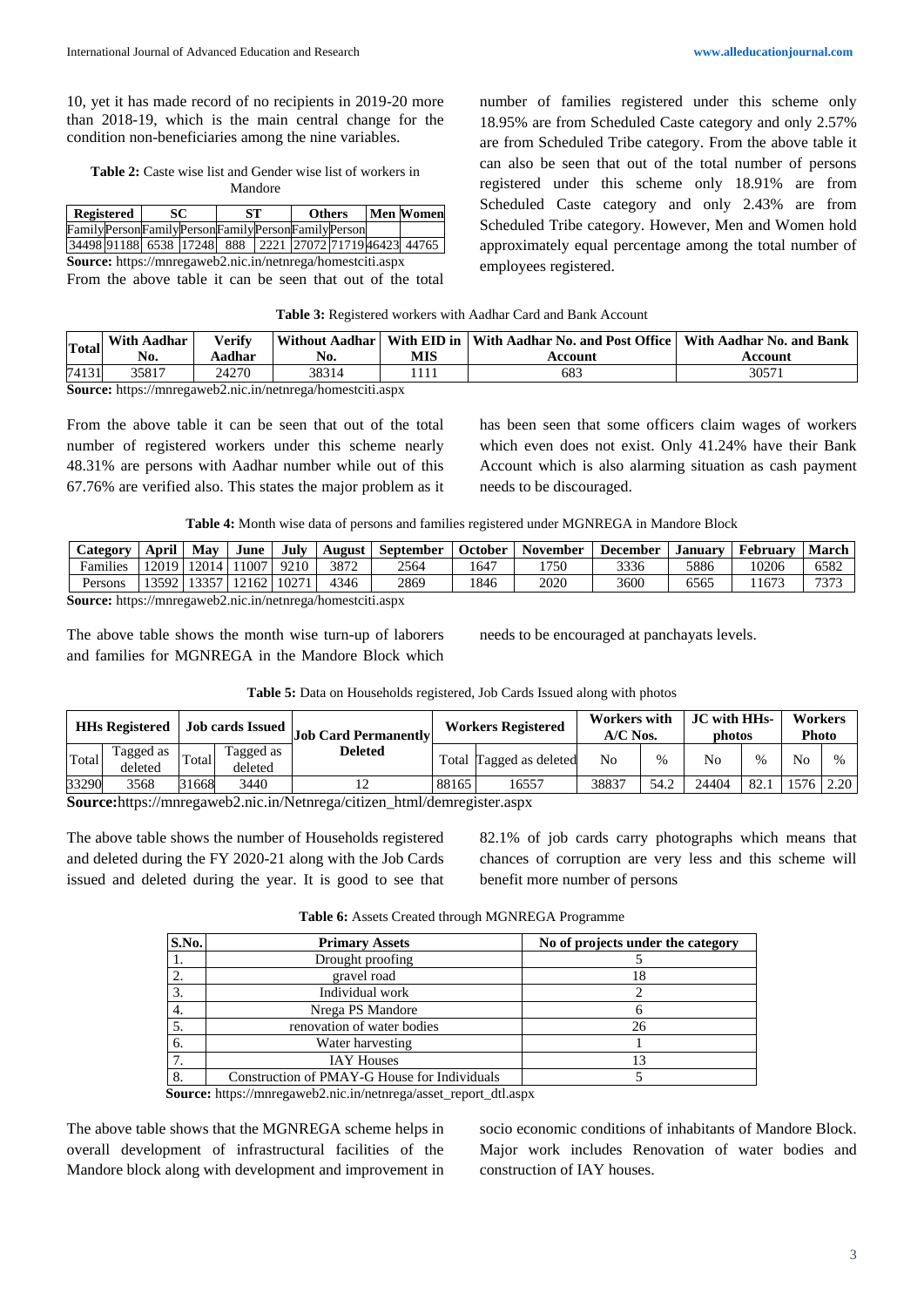10, yet it has made record of no recipients in 2019-20 more than 2018-19, which is the main central change for the condition non-beneficiaries among the nine variables.

**Table 2:** Caste wise list and Gender wise list of workers in Mandore

| Registered | | SC | | ST | | Others | | Men | Women |
|---|---|---|---|---|---|---|---|---|---|
| Family | Person | Family | Person | Family | Person | Family | Person | | |
| 34498 | 91188 | 6538 | 17248 | 888 | 2221 | 27072 | 71719 | 46423 | 44765 |

**Source:** https://mnregaweb2.nic.in/netnrega/homestciti.aspx

From the above table it can be seen that out of the total number of families registered under this scheme only 18.95% are from Scheduled Caste category and only 2.57% are from Scheduled Tribe category. From the above table it can also be seen that out of the total number of persons registered under this scheme only 18.91% are from Scheduled Caste category and only 2.43% are from Scheduled Tribe category. However, Men and Women hold approximately equal percentage among the total number of employees registered.

**Table 3:** Registered workers with Aadhar Card and Bank Account

| Total | With Aadhar No. | Verify Aadhar | Without Aadhar No. | With EID in MIS | With Aadhar No. and Post Office Account | With Aadhar No. and Bank Account |
|---|---|---|---|---|---|---|
| 74131 | 35817 | 24270 | 38314 | 1111 | 683 | 30571 |

**Source:** https://mnregaweb2.nic.in/netnrega/homestciti.aspx

From the above table it can be seen that out of the total number of registered workers under this scheme nearly 48.31% are persons with Aadhar number while out of this 67.76% are verified also. This states the major problem as it has been seen that some officers claim wages of workers which even does not exist. Only 41.24% have their Bank Account which is also alarming situation as cash payment needs to be discouraged.

**Table 4:** Month wise data of persons and families registered under MGNREGA in Mandore Block

| Category | April | May | June | July | August | September | October | November | December | January | February | March |
|---|---|---|---|---|---|---|---|---|---|---|---|---|
| Families | 12019 | 12014 | 11007 | 9210 | 3872 | 2564 | 1647 | 1750 | 3336 | 5886 | 10206 | 6582 |
| Persons | 13592 | 13357 | 12162 | 10271 | 4346 | 2869 | 1846 | 2020 | 3600 | 6565 | 11673 | 7373 |

**Source:** https://mnregaweb2.nic.in/netnrega/homestciti.aspx

The above table shows the month wise turn-up of laborers and families for MGNREGA in the Mandore Block which needs to be encouraged at panchayats levels.

**Table 5:** Data on Households registered, Job Cards Issued along with photos

| HHs Registered | | Job cards Issued | | Job Card Permanently Deleted | Workers Registered | | Workers with A/C Nos. | | JC with HHs-photos | | Workers Photo | |
|---|---|---|---|---|---|---|---|---|---|---|---|---|
| Total | Tagged as deleted | Total | Tagged as deleted | | Total | Tagged as deleted | No | % | No | % | No | % |
| 33290 | 3568 | 31668 | 3440 | 12 | 88165 | 16557 | 38837 | 54.2 | 24404 | 82.1 | 1576 | 2.20 |

**Source:** https://mnregaweb2.nic.in/Netnrega/citizen_html/demregister.aspx

The above table shows the number of Households registered and deleted during the FY 2020-21 along with the Job Cards issued and deleted during the year. It is good to see that 82.1% of job cards carry photographs which means that chances of corruption are very less and this scheme will benefit more number of persons

**Table 6:** Assets Created through MGNREGA Programme

| S.No. | Primary Assets | No of projects under the category |
|---|---|---|
| 1. | Drought proofing | 5 |
| 2. | gravel road | 18 |
| 3. | Individual work | 2 |
| 4. | Nrega PS Mandore | 6 |
| 5. | renovation of water bodies | 26 |
| 6. | Water harvesting | 1 |
| 7. | IAY Houses | 13 |
| 8. | Construction of PMAY-G House for Individuals | 5 |

**Source:** https://mnregaweb2.nic.in/netnrega/asset_report_dtl.aspx

The above table shows that the MGNREGA scheme helps in overall development of infrastructural facilities of the Mandore block along with development and improvement in socio economic conditions of inhabitants of Mandore Block. Major work includes Renovation of water bodies and construction of IAY houses.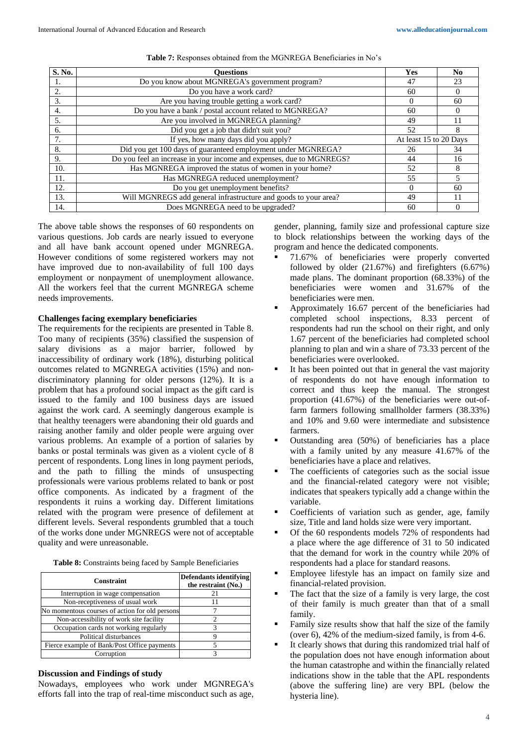**Table 7:** Responses obtained from the MGNREGA Beneficiaries in No's

| S. No. | Questions | Yes | No |
|---|---|---|---|
| 1. | Do you know about MGNREGA's government program? | 47 | 23 |
| 2. | Do you have a work card? | 60 | 0 |
| 3. | Are you having trouble getting a work card? | 0 | 60 |
| 4. | Do you have a bank / postal account related to MGNREGA? | 60 | 0 |
| 5. | Are you involved in MGNREGA planning? | 49 | 11 |
| 6. | Did you get a job that didn't suit you? | 52 | 8 |
| 7. | If yes, how many days did you apply? | At least 15 to 20 Days | |
| 8. | Did you get 100 days of guaranteed employment under MGNREGA? | 26 | 34 |
| 9. | Do you feel an increase in your income and expenses, due to MGNREGS? | 44 | 16 |
| 10. | Has MGNREGA improved the status of women in your home? | 52 | 8 |
| 11. | Has MGNREGA reduced unemployment? | 55 | 5 |
| 12. | Do you get unemployment benefits? | 0 | 60 |
| 13. | Will MGNREGS add general infrastructure and goods to your area? | 49 | 11 |
| 14. | Does MGNREGA need to be upgraded? | 60 | 0 |

The above table shows the responses of 60 respondents on various questions. Job cards are nearly issued to everyone and all have bank account opened under MGNREGA. However conditions of some registered workers may not have improved due to non-availability of full 100 days employment or nonpayment of unemployment allowance. All the workers feel that the current MGNREGA scheme needs improvements.

**Challenges facing exemplary beneficiaries**

The requirements for the recipients are presented in Table 8. Too many of recipients (35%) classified the suspension of salary divisions as a major barrier, followed by inaccessibility of ordinary work (18%), disturbing political outcomes related to MGNREGA activities (15%) and non-discriminatory planning for older persons (12%). It is a problem that has a profound social impact as the gift card is issued to the family and 100 business days are issued against the work card. A seemingly dangerous example is that healthy teenagers were abandoning their old guards and raising another family and older people were arguing over various problems. An example of a portion of salaries by banks or postal terminals was given as a violent cycle of 8 percent of respondents. Long lines in long payment periods, and the path to filling the minds of unsuspecting professionals were various problems related to bank or post office components. As indicated by a fragment of the respondents it ruins a working day. Different limitations related with the program were presence of defilement at different levels. Several respondents grumbled that a touch of the works done under MGNREGS were not of acceptable quality and were unreasonable.

**Table 8:** Constraints being faced by Sample Beneficiaries

| Constraint | Defendants identifying the restraint (No.) |
|---|---|
| Interruption in wage compensation | 21 |
| Non-receptiveness of usual work | 11 |
| No momentous courses of action for old persons | 7 |
| Non-accessibility of work site facility | 2 |
| Occupation cards not working regularly | 3 |
| Political disturbances | 9 |
| Fierce example of Bank/Post Office payments | 5 |
| Corruption | 3 |

**Discussion and Findings of study**

Nowadays, employees who work under MGNREGA's efforts fall into the trap of real-time misconduct such as age, gender, planning, family size and professional capture size to block relationships between the working days of the program and hence the dedicated components.

- 71.67% of beneficiaries were properly converted followed by older (21.67%) and firefighters (6.67%) made plans. The dominant proportion (68.33%) of the beneficiaries were women and 31.67% of the beneficiaries were men.
- Approximately 16.67 percent of the beneficiaries had completed school inspections, 8.33 percent of respondents had run the school on their right, and only 1.67 percent of the beneficiaries had completed school planning to plan and win a share of 73.33 percent of the beneficiaries were overlooked.
- It has been pointed out that in general the vast majority of respondents do not have enough information to correct and thus keep the manual. The strongest proportion (41.67%) of the beneficiaries were out-of-farm farmers following smallholder farmers (38.33%) and 10% and 9.60 were intermediate and subsistence farmers.
- Outstanding area (50%) of beneficiaries has a place with a family united by any measure 41.67% of the beneficiaries have a place and relatives.
- The coefficients of categories such as the social issue and the financial-related category were not visible; indicates that speakers typically add a change within the variable.
- Coefficients of variation such as gender, age, family size, Title and land holds size were very important.
- Of the 60 respondents models 72% of respondents had a place where the age difference of 31 to 50 indicated that the demand for work in the country while 20% of respondents had a place for standard reasons.
- Employee lifestyle has an impact on family size and financial-related provision.
- The fact that the size of a family is very large, the cost of their family is much greater than that of a small family.
- Family size results show that half the size of the family (over 6), 42% of the medium-sized family, is from 4-6.
- It clearly shows that during this randomized trial half of the population does not have enough information about the human catastrophe and within the financially related indications show in the table that the APL respondents (above the suffering line) are very BPL (below the hysteria line).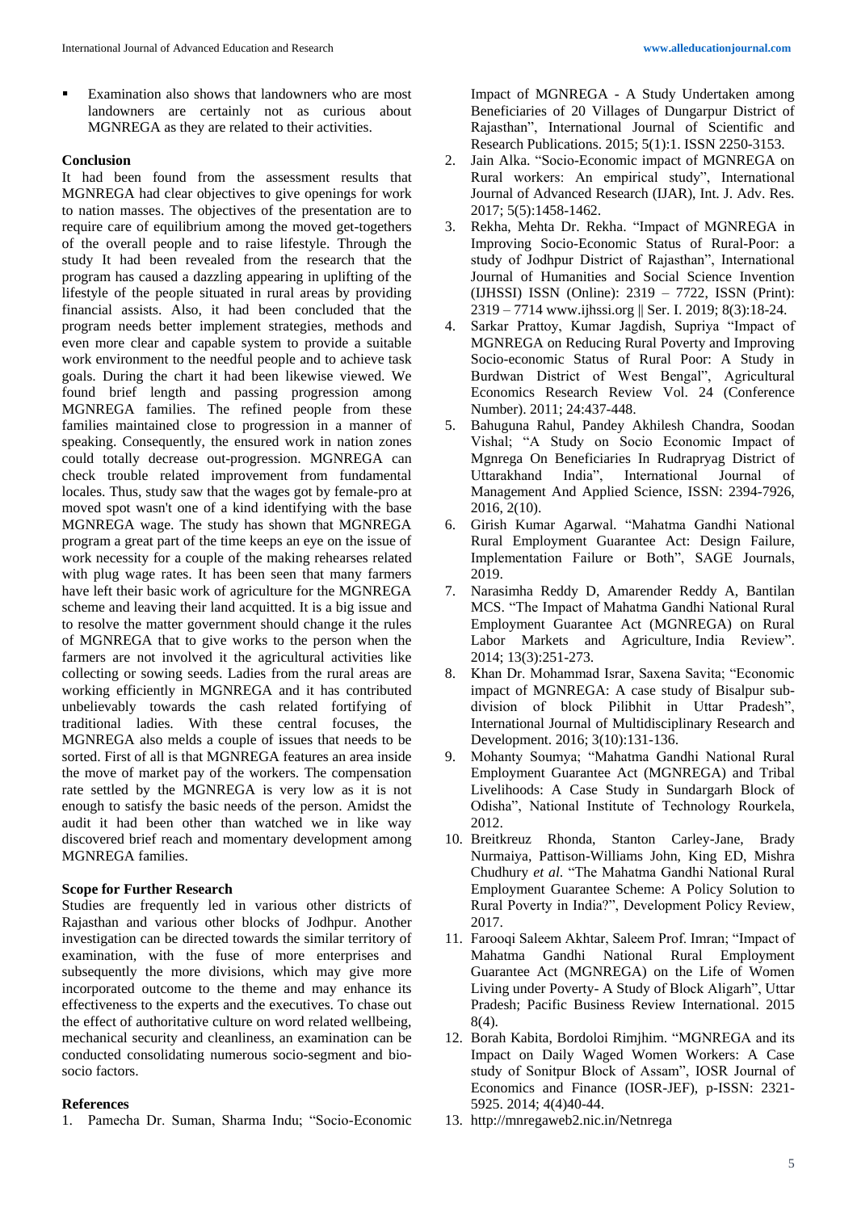- Examination also shows that landowners who are most landowners are certainly not as curious about MGNREGA as they are related to their activities.

## Conclusion

It had been found from the assessment results that MGNREGA had clear objectives to give openings for work to nation masses. The objectives of the presentation are to require care of equilibrium among the moved get-togethers of the overall people and to raise lifestyle. Through the study It had been revealed from the research that the program has caused a dazzling appearing in uplifting of the lifestyle of the people situated in rural areas by providing financial assists. Also, it had been concluded that the program needs better implement strategies, methods and even more clear and capable system to provide a suitable work environment to the needful people and to achieve task goals. During the chart it had been likewise viewed. We found brief length and passing progression among MGNREGA families. The refined people from these families maintained close to progression in a manner of speaking. Consequently, the ensured work in nation zones could totally decrease out-progression. MGNREGA can check trouble related improvement from fundamental locales. Thus, study saw that the wages got by female-pro at moved spot wasn't one of a kind identifying with the base MGNREGA wage. The study has shown that MGNREGA program a great part of the time keeps an eye on the issue of work necessity for a couple of the making rehearses related with plug wage rates. It has been seen that many farmers have left their basic work of agriculture for the MGNREGA scheme and leaving their land acquitted. It is a big issue and to resolve the matter government should change it the rules of MGNREGA that to give works to the person when the farmers are not involved it the agricultural activities like collecting or sowing seeds. Ladies from the rural areas are working efficiently in MGNREGA and it has contributed unbelievably towards the cash related fortifying of traditional ladies. With these central focuses, the MGNREGA also melds a couple of issues that needs to be sorted. First of all is that MGNREGA features an area inside the move of market pay of the workers. The compensation rate settled by the MGNREGA is very low as it is not enough to satisfy the basic needs of the person. Amidst the audit it had been other than watched we in like way discovered brief reach and momentary development among MGNREGA families.

## Scope for Further Research

Studies are frequently led in various other districts of Rajasthan and various other blocks of Jodhpur. Another investigation can be directed towards the similar territory of examination, with the fuse of more enterprises and subsequently the more divisions, which may give more incorporated outcome to the theme and may enhance its effectiveness to the experts and the executives. To chase out the effect of authoritative culture on word related wellbeing, mechanical security and cleanliness, an examination can be conducted consolidating numerous socio-segment and bio-socio factors.

## References

1. Pamecha Dr. Suman, Sharma Indu; "Socio-Economic Impact of MGNREGA - A Study Undertaken among Beneficiaries of 20 Villages of Dungarpur District of Rajasthan", International Journal of Scientific and Research Publications. 2015; 5(1):1. ISSN 2250-3153.
2. Jain Alka. "Socio-Economic impact of MGNREGA on Rural workers: An empirical study", International Journal of Advanced Research (IJAR), Int. J. Adv. Res. 2017; 5(5):1458-1462.
3. Rekha, Mehta Dr. Rekha. "Impact of MGNREGA in Improving Socio-Economic Status of Rural-Poor: a study of Jodhpur District of Rajasthan", International Journal of Humanities and Social Science Invention (IJHSSI) ISSN (Online): 2319 – 7722, ISSN (Print): 2319 – 7714 www.ijhssi.org || Ser. I. 2019; 8(3):18-24.
4. Sarkar Prattoy, Kumar Jagdish, Supriya "Impact of MGNREGA on Reducing Rural Poverty and Improving Socio-economic Status of Rural Poor: A Study in Burdwan District of West Bengal", Agricultural Economics Research Review Vol. 24 (Conference Number). 2011; 24:437-448.
5. Bahuguna Rahul, Pandey Akhilesh Chandra, Soodan Vishal; "A Study on Socio Economic Impact of Mgnrega On Beneficiaries In Rudrapryag District of Uttarakhand India", International Journal of Management And Applied Science, ISSN: 2394-7926, 2016, 2(10).
6. Girish Kumar Agarwal. "Mahatma Gandhi National Rural Employment Guarantee Act: Design Failure, Implementation Failure or Both", SAGE Journals, 2019.
7. Narasimha Reddy D, Amarender Reddy A, Bantilan MCS. "The Impact of Mahatma Gandhi National Rural Employment Guarantee Act (MGNREGA) on Rural Labor Markets and Agriculture, India Review". 2014; 13(3):251-273.
8. Khan Dr. Mohammad Israr, Saxena Savita; "Economic impact of MGNREGA: A case study of Bisalpur sub-division of block Pilibhit in Uttar Pradesh", International Journal of Multidisciplinary Research and Development. 2016; 3(10):131-136.
9. Mohanty Soumya; "Mahatma Gandhi National Rural Employment Guarantee Act (MGNREGA) and Tribal Livelihoods: A Case Study in Sundargarh Block of Odisha", National Institute of Technology Rourkela, 2012.
10. Breitkreuz Rhonda, Stanton Carley-Jane, Brady Nurmaiya, Pattison-Williams John, King ED, Mishra Chudhury *et al*. "The Mahatma Gandhi National Rural Employment Guarantee Scheme: A Policy Solution to Rural Poverty in India?", Development Policy Review, 2017.
11. Farooqi Saleem Akhtar, Saleem Prof. Imran; "Impact of Mahatma Gandhi National Rural Employment Guarantee Act (MGNREGA) on the Life of Women Living under Poverty- A Study of Block Aligarh", Uttar Pradesh; Pacific Business Review International. 2015 8(4).
12. Borah Kabita, Bordoloi Rimjhim. "MGNREGA and its Impact on Daily Waged Women Workers: A Case study of Sonitpur Block of Assam", IOSR Journal of Economics and Finance (IOSR-JEF), p-ISSN: 2321-5925. 2014; 4(4)40-44.
13. http://mnregaweb2.nic.in/Netnrega